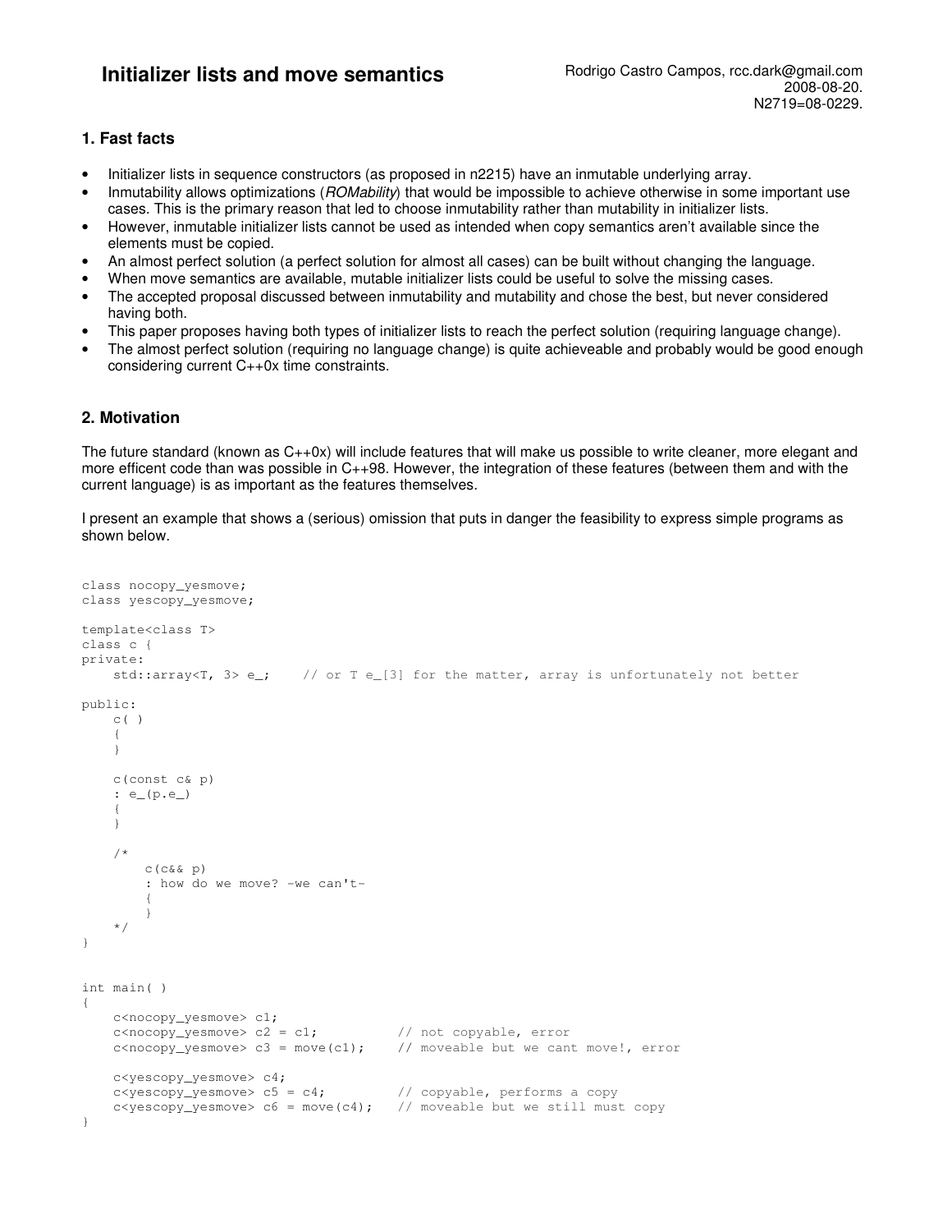# Initializer lists and move semantics

Rodrigo Castro Campos, rcc.dark@gmail.com
2008-08-20.
N2719=08-0229.

## 1. Fast facts

- Initializer lists in sequence constructors (as proposed in n2215) have an inmutable underlying array.
- Inmutability allows optimizations (*ROMability*) that would be impossible to achieve otherwise in some important use cases. This is the primary reason that led to choose inmutability rather than mutability in initializer lists.
- However, inmutable initializer lists cannot be used as intended when copy semantics aren't available since the elements must be copied.
- An almost perfect solution (a perfect solution for almost all cases) can be built without changing the language.
- When move semantics are available, mutable initializer lists could be useful to solve the missing cases.
- The accepted proposal discussed between inmutability and mutability and chose the best, but never considered having both.
- This paper proposes having both types of initializer lists to reach the perfect solution (requiring language change).
- The almost perfect solution (requiring no language change) is quite achieveable and probably would be good enough considering current C++0x time constraints.

## 2. Motivation

The future standard (known as C++0x) will include features that will make us possible to write cleaner, more elegant and more efficent code than was possible in C++98. However, the integration of these features (between them and with the current language) is as important as the features themselves.

I present an example that shows a (serious) omission that puts in danger the feasibility to express simple programs as shown below.

```
class nocopy_yesmove;
class yescopy_yesmove;

template<class T>
class c {
private:
    std::array<T, 3> e_;    // or T e_[3] for the matter, array is unfortunately not better

public:
    c( )
    {
    }

    c(const c& p)
    : e_(p.e_)
    {
    }

    /*
        c(c&& p)
        : how do we move? -we can't-
        {
        }
    */
}


int main( )
{
    c<nocopy_yesmove> c1;
    c<nocopy_yesmove> c2 = c1;          // not copyable, error
    c<nocopy_yesmove> c3 = move(c1);    // moveable but we cant move!, error

    c<yescopy_yesmove> c4;
    c<yescopy_yesmove> c5 = c4;         // copyable, performs a copy
    c<yescopy_yesmove> c6 = move(c4);   // moveable but we still must copy
}
```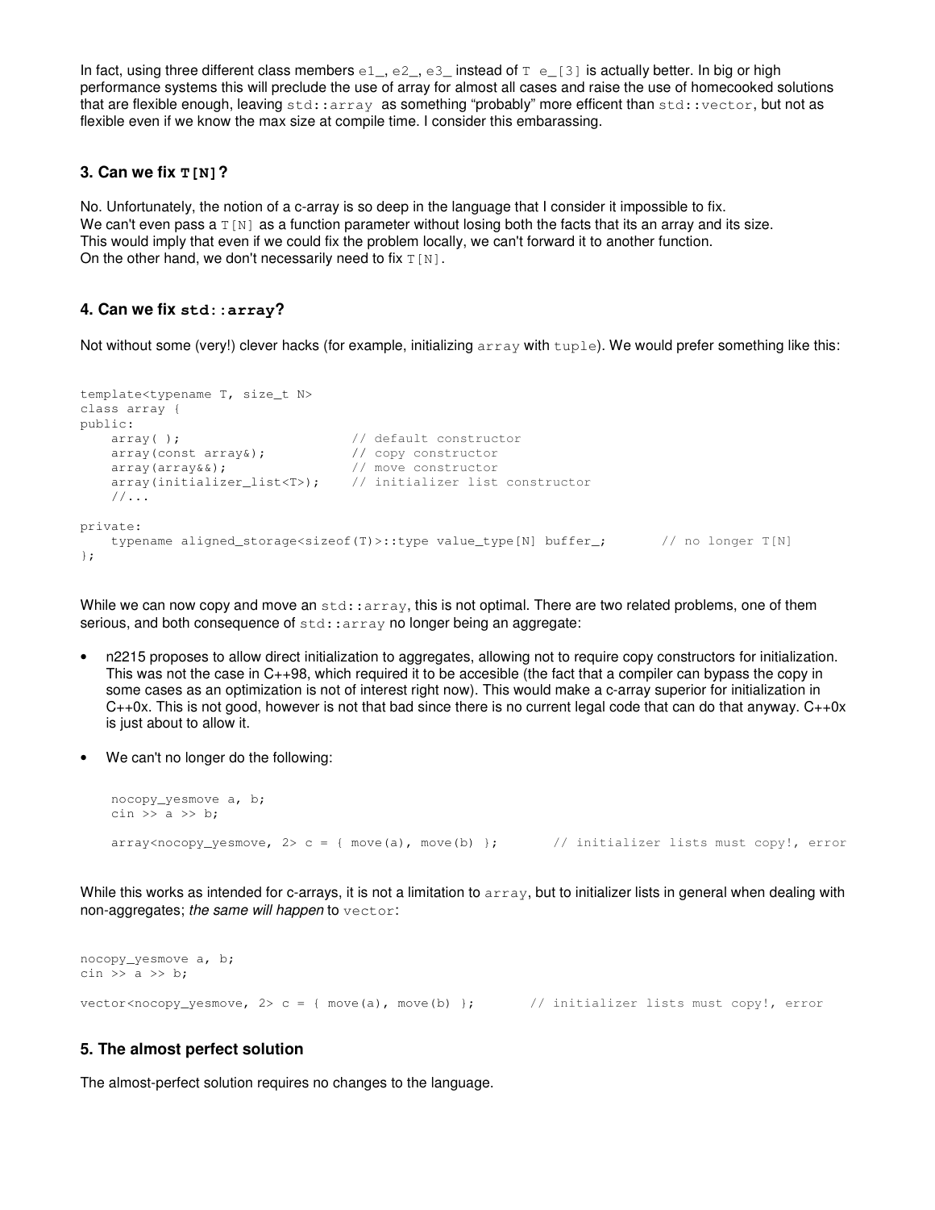In fact, using three different class members `e1_`, `e2_`, `e3_` instead of `T e_[3]` is actually better. In big or high performance systems this will preclude the use of array for almost all cases and raise the use of homecooked solutions that are flexible enough, leaving `std::array` as something "probably" more efficent than `std::vector`, but not as flexible even if we know the max size at compile time. I consider this embarassing.

### 3. Can we fix `T[N]`?

No. Unfortunately, the notion of a c-array is so deep in the language that I consider it impossible to fix.
We can't even pass a `T[N]` as a function parameter without losing both the facts that its an array and its size.
This would imply that even if we could fix the problem locally, we can't forward it to another function.
On the other hand, we don't necessarily need to fix `T[N]`.

### 4. Can we fix `std::array`?

Not without some (very!) clever hacks (for example, initializing `array` with `tuple`). We would prefer something like this:

```
template<typename T, size_t N>
class array {
public:
    array( );                       // default constructor
    array(const array&);            // copy constructor
    array(array&&);                 // move constructor
    array(initializer_list<T>);     // initializer list constructor
    //...

private:
    typename aligned_storage<sizeof(T)>::type value_type[N] buffer_;       // no longer T[N]
};
```

While we can now copy and move an `std::array`, this is not optimal. There are two related problems, one of them serious, and both consequence of `std::array` no longer being an aggregate:

- n2215 proposes to allow direct initialization to aggregates, allowing not to require copy constructors for initialization. This was not the case in C++98, which required it to be accesible (the fact that a compiler can bypass the copy in some cases as an optimization is not of interest right now). This would make a c-array superior for initialization in C++0x. This is not good, however is not that bad since there is no current legal code that can do that anyway. C++0x is just about to allow it.
- We can't no longer do the following:

```
nocopy_yesmove a, b;
cin >> a >> b;

array<nocopy_yesmove, 2> c = { move(a), move(b) };       // initializer lists must copy!, error
```

While this works as intended for c-arrays, it is not a limitation to `array`, but to initializer lists in general when dealing with non-aggregates; *the same will happen* to `vector`:

```
nocopy_yesmove a, b;
cin >> a >> b;

vector<nocopy_yesmove, 2> c = { move(a), move(b) };       // initializer lists must copy!, error
```

### 5. The almost perfect solution

The almost-perfect solution requires no changes to the language.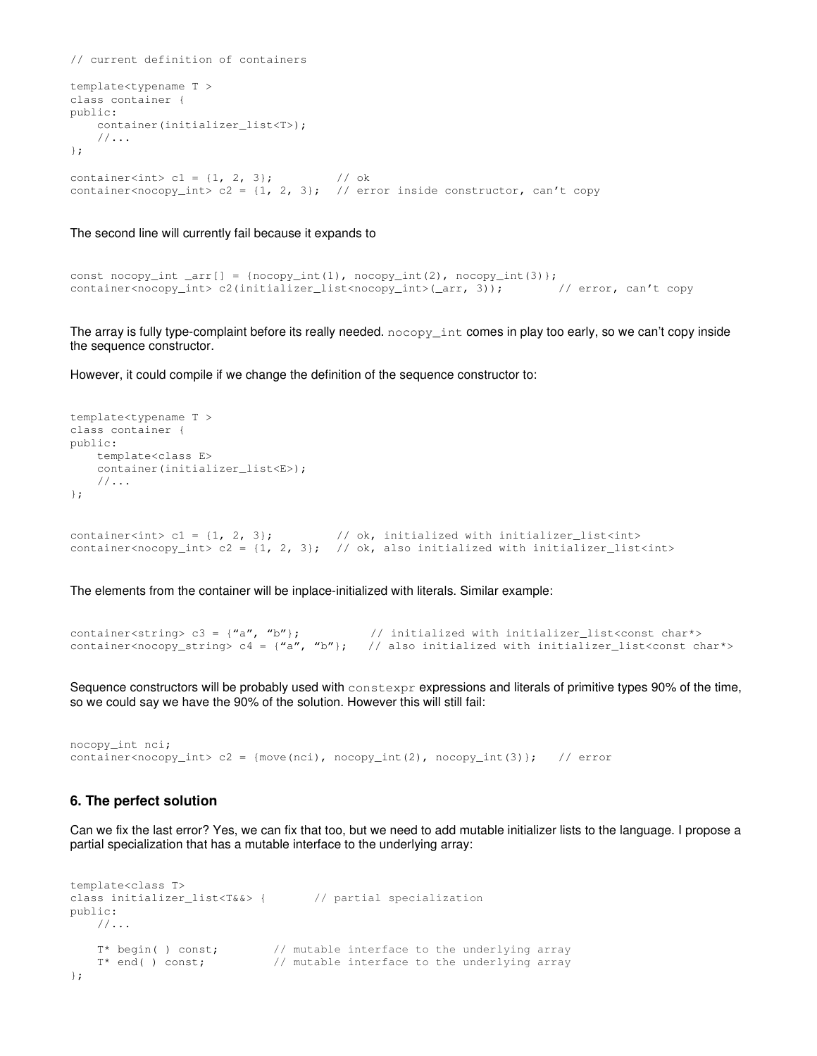```
// current definition of containers

template<typename T >
class container {
public:
    container(initializer_list<T>);
    //...
};

container<int> c1 = {1, 2, 3};          // ok
container<nocopy_int> c2 = {1, 2, 3};  // error inside constructor, can't copy
```

The second line will currently fail because it expands to

```
const nocopy_int _arr[] = {nocopy_int(1), nocopy_int(2), nocopy_int(3)};
container<nocopy_int> c2(initializer_list<nocopy_int>(_arr, 3));        // error, can't copy
```

The array is fully type-complaint before its really needed. `nocopy_int` comes in play too early, so we can't copy inside the sequence constructor.

However, it could compile if we change the definition of the sequence constructor to:

```
template<typename T >
class container {
public:
    template<class E>
    container(initializer_list<E>);
    //...
};


container<int> c1 = {1, 2, 3};          // ok, initialized with initializer_list<int>
container<nocopy_int> c2 = {1, 2, 3};  // ok, also initialized with initializer_list<int>
```

The elements from the container will be inplace-initialized with literals. Similar example:

```
container<string> c3 = {"a", "b"};           // initialized with initializer_list<const char*>
container<nocopy_string> c4 = {"a", "b"};   // also initialized with initializer_list<const char*>
```

Sequence constructors will be probably used with `constexpr` expressions and literals of primitive types 90% of the time, so we could say we have the 90% of the solution. However this will still fail:

```
nocopy_int nci;
container<nocopy_int> c2 = {move(nci), nocopy_int(2), nocopy_int(3)};   // error
```

### 6. The perfect solution

Can we fix the last error? Yes, we can fix that too, but we need to add mutable initializer lists to the language. I propose a partial specialization that has a mutable interface to the underlying array:

```
template<class T>
class initializer_list<T&&> {       // partial specialization
public:
    //...

    T* begin( ) const;        // mutable interface to the underlying array
    T* end( ) const;          // mutable interface to the underlying array
};
```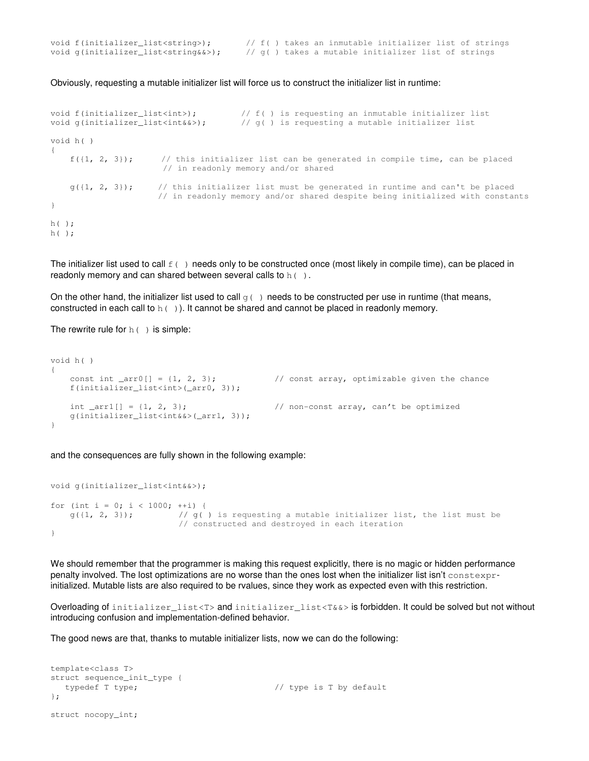```
void f(initializer_list<string>);       // f( ) takes an inmutable initializer list of strings
void g(initializer_list<string&&>);     // g( ) takes a mutable initializer list of strings
```

Obviously, requesting a mutable initializer list will force us to construct the initializer list in runtime:

```
void f(initializer_list<int>);         // f( ) is requesting an inmutable initializer list
void g(initializer_list<int&&>);       // g( ) is requesting a mutable initializer list

void h( )
{
    f({1, 2, 3});      // this initializer list can be generated in compile time, can be placed
                       // in readonly memory and/or shared

    g({1, 2, 3});     // this initializer list must be generated in runtime and can't be placed
                      // in readonly memory and/or shared despite being initialized with constants
}

h( );
h( );
```

The initializer list used to call `f( )` needs only to be constructed once (most likely in compile time), can be placed in readonly memory and can shared between several calls to `h( )`.

On the other hand, the initializer list used to call `g( )` needs to be constructed per use in runtime (that means, constructed in each call to `h( )`). It cannot be shared and cannot be placed in readonly memory.

The rewrite rule for `h( )` is simple:

```
void h( )
{
    const int _arr0[] = {1, 2, 3};            // const array, optimizable given the chance
    f(initializer_list<int>(_arr0, 3));

    int _arr1[] = {1, 2, 3};                  // non-const array, can't be optimized
    g(initializer_list<int&&>(_arr1, 3));
}
```

and the consequences are fully shown in the following example:

```
void g(initializer_list<int&&>);

for (int i = 0; i < 1000; ++i) {
    g({1, 2, 3});          // g( ) is requesting a mutable initializer list, the list must be
                           // constructed and destroyed in each iteration
}
```

We should remember that the programmer is making this request explicitly, there is no magic or hidden performance penalty involved. The lost optimizations are no worse than the ones lost when the initializer list isn't `constexpr`-initialized. Mutable lists are also required to be rvalues, since they work as expected even with this restriction.

Overloading of `initializer_list<T>` and `initializer_list<T&&>` is forbidden. It could be solved but not without introducing confusion and implementation-defined behavior.

The good news are that, thanks to mutable initializer lists, now we can do the following:

```
template<class T>
struct sequence_init_type {
   typedef T type;                            // type is T by default
};

struct nocopy_int;
```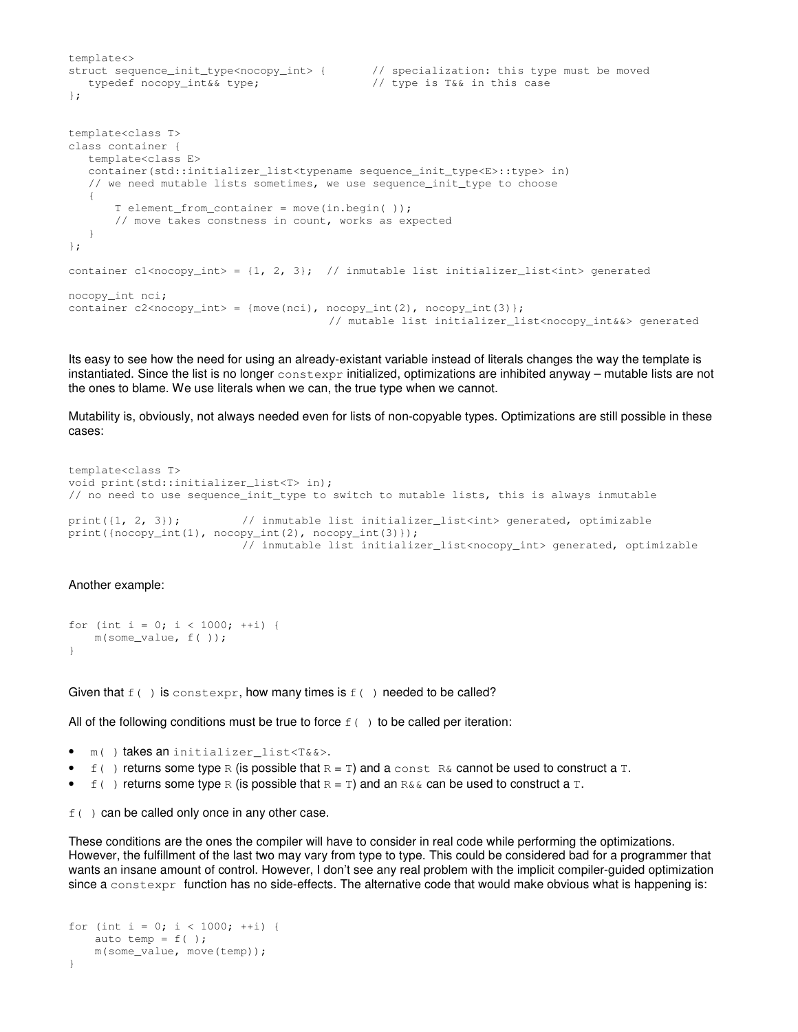```
template<>
struct sequence_init_type<nocopy_int> {       // specialization: this type must be moved
   typedef nocopy_int&& type;                 // type is T&& in this case
};


template<class T>
class container {
   template<class E>
   container(std::initializer_list<typename sequence_init_type<E>::type> in)
   // we need mutable lists sometimes, we use sequence_init_type to choose
   {
       T element_from_container = move(in.begin( ));
       // move takes constness in count, works as expected
   }
};

container c1<nocopy_int> = {1, 2, 3};  // inmutable list initializer_list<int> generated

nocopy_int nci;
container c2<nocopy_int> = {move(nci), nocopy_int(2), nocopy_int(3)};
                                       // mutable list initializer_list<nocopy_int&&> generated
```

Its easy to see how the need for using an already-existant variable instead of literals changes the way the template is instantiated. Since the list is no longer `constexpr` initialized, optimizations are inhibited anyway – mutable lists are not the ones to blame. We use literals when we can, the true type when we cannot.

Mutability is, obviously, not always needed even for lists of non-copyable types. Optimizations are still possible in these cases:

```
template<class T>
void print(std::initializer_list<T> in);
// no need to use sequence_init_type to switch to mutable lists, this is always inmutable

print({1, 2, 3});          // inmutable list initializer_list<int> generated, optimizable
print({nocopy_int(1), nocopy_int(2), nocopy_int(3)});
                           // inmutable list initializer_list<nocopy_int> generated, optimizable
```

Another example:

```
for (int i = 0; i < 1000; ++i) {
    m(some_value, f( ));
}
```

Given that `f( )` is `constexpr`, how many times is `f( )` needed to be called?

All of the following conditions must be true to force `f( )` to be called per iteration:

- `m( )` takes an `initializer_list<T&&>`.
- `f( )` returns some type `R` (is possible that `R = T`) and a `const R&` cannot be used to construct a `T`.
- `f( )` returns some type `R` (is possible that `R = T`) and an `R&&` can be used to construct a `T`.

`f( )` can be called only once in any other case.

These conditions are the ones the compiler will have to consider in real code while performing the optimizations. However, the fulfillment of the last two may vary from type to type. This could be considered bad for a programmer that wants an insane amount of control. However, I don't see any real problem with the implicit compiler-guided optimization since a `constexpr` function has no side-effects. The alternative code that would make obvious what is happening is:

```
for (int i = 0; i < 1000; ++i) {
    auto temp = f( );
    m(some_value, move(temp));
}
```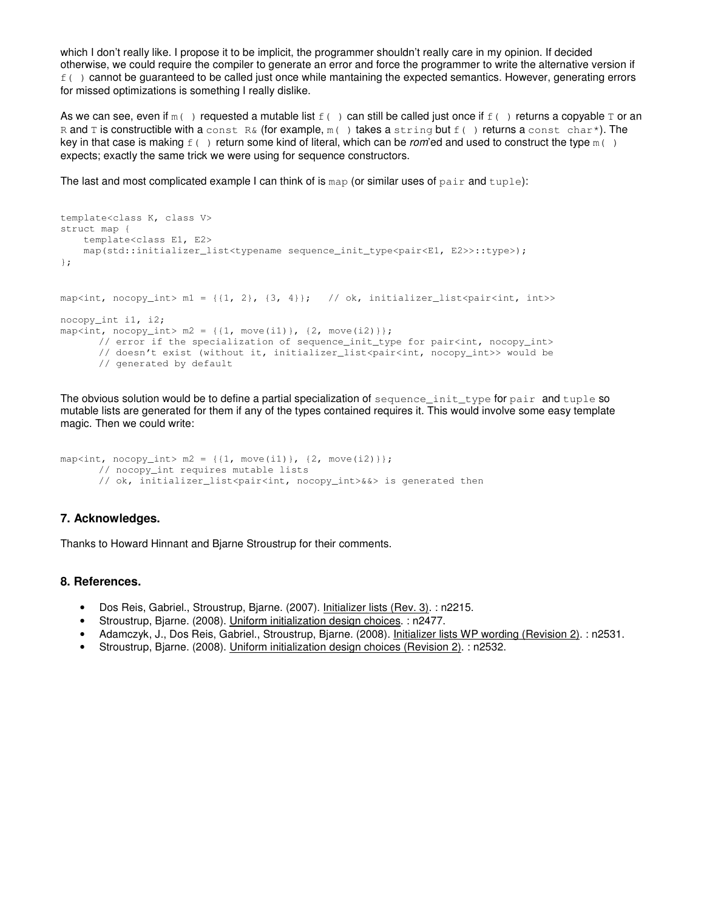which I don't really like. I propose it to be implicit, the programmer shouldn't really care in my opinion. If decided otherwise, we could require the compiler to generate an error and force the programmer to write the alternative version if `f( )` cannot be guaranteed to be called just once while mantaining the expected semantics. However, generating errors for missed optimizations is something I really dislike.

As we can see, even if `m( )` requested a mutable list `f( )` can still be called just once if `f( )` returns a copyable `T` or an `R` and `T` is constructible with a `const R&` (for example, `m( )` takes a `string` but `f( )` returns a `const char*`). The key in that case is making `f( )` return some kind of literal, which can be *rom*'ed and used to construct the type `m( )` expects; exactly the same trick we were using for sequence constructors.

The last and most complicated example I can think of is `map` (or similar uses of `pair` and `tuple`):

```
template<class K, class V>
struct map {
    template<class E1, E2>
    map(std::initializer_list<typename sequence_init_type<pair<E1, E2>>::type>);
};


map<int, nocopy_int> m1 = {{1, 2}, {3, 4}};   // ok, initializer_list<pair<int, int>>

nocopy_int i1, i2;
map<int, nocopy_int> m2 = {{1, move(i1)}, {2, move(i2)}};
       // error if the specialization of sequence_init_type for pair<int, nocopy_int>
       // doesn't exist (without it, initializer_list<pair<int, nocopy_int>> would be
       // generated by default
```

The obvious solution would be to define a partial specialization of `sequence_init_type` for `pair` and `tuple` so mutable lists are generated for them if any of the types contained requires it. This would involve some easy template magic. Then we could write:

```
map<int, nocopy_int> m2 = {{1, move(i1)}, {2, move(i2)}};
       // nocopy_int requires mutable lists
       // ok, initializer_list<pair<int, nocopy_int>&&> is generated then
```

## 7. Acknowledges.

Thanks to Howard Hinnant and Bjarne Stroustrup for their comments.

## 8. References.

- Dos Reis, Gabriel., Stroustrup, Bjarne. (2007). Initializer lists (Rev. 3). : n2215.
- Stroustrup, Bjarne. (2008). Uniform initialization design choices. : n2477.
- Adamczyk, J., Dos Reis, Gabriel., Stroustrup, Bjarne. (2008). Initializer lists WP wording (Revision 2). : n2531.
- Stroustrup, Bjarne. (2008). Uniform initialization design choices (Revision 2). : n2532.